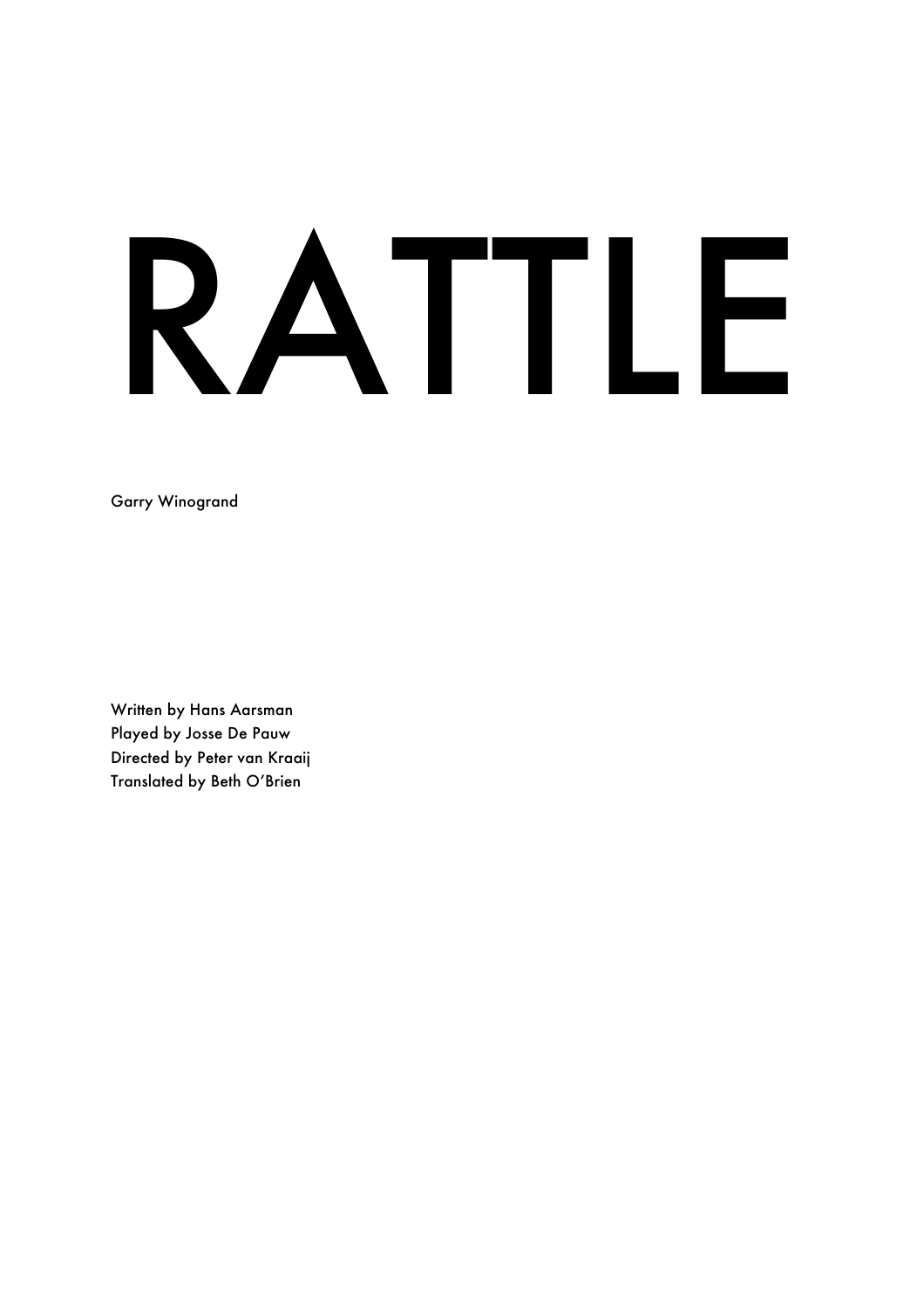# RATTLE

Garry Winogrand

Written by Hans Aarsman
Played by Josse De Pauw
Directed by Peter van Kraaij
Translated by Beth O'Brien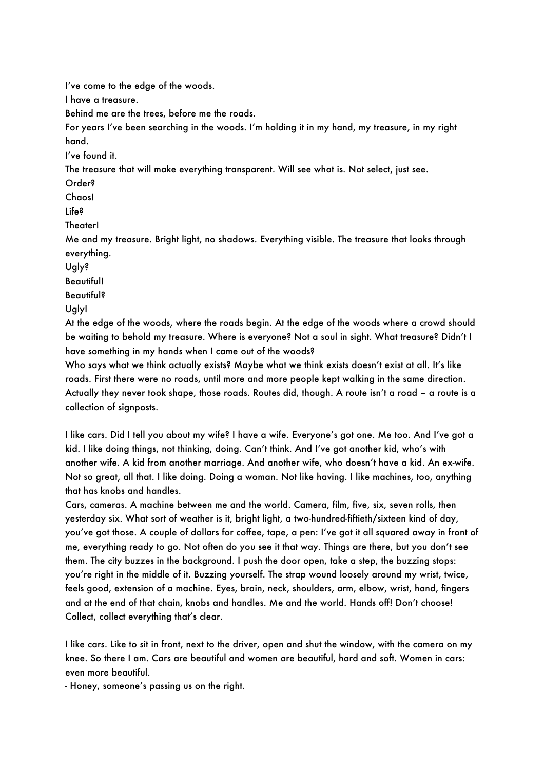I've come to the edge of the woods.
I have a treasure.
Behind me are the trees, before me the roads.
For years I've been searching in the woods. I'm holding it in my hand, my treasure, in my right hand.
I've found it.
The treasure that will make everything transparent. Will see what is. Not select, just see.
Order?
Chaos!
Life?
Theater!
Me and my treasure. Bright light, no shadows. Everything visible. The treasure that looks through everything.
Ugly?
Beautiful!
Beautiful?
Ugly!
At the edge of the woods, where the roads begin. At the edge of the woods where a crowd should be waiting to behold my treasure. Where is everyone? Not a soul in sight. What treasure? Didn't I have something in my hands when I came out of the woods?
Who says what we think actually exists? Maybe what we think exists doesn't exist at all. It's like roads. First there were no roads, until more and more people kept walking in the same direction. Actually they never took shape, those roads. Routes did, though. A route isn't a road – a route is a collection of signposts.

I like cars. Did I tell you about my wife? I have a wife. Everyone's got one. Me too. And I've got a kid. I like doing things, not thinking, doing. Can't think. And I've got another kid, who's with another wife. A kid from another marriage. And another wife, who doesn't have a kid. An ex-wife. Not so great, all that. I like doing. Doing a woman. Not like having. I like machines, too, anything that has knobs and handles.
Cars, cameras. A machine between me and the world. Camera, film, five, six, seven rolls, then yesterday six. What sort of weather is it, bright light, a two-hundred-fiftieth/sixteen kind of day, you've got those. A couple of dollars for coffee, tape, a pen: I've got it all squared away in front of me, everything ready to go. Not often do you see it that way. Things are there, but you don't see them. The city buzzes in the background. I push the door open, take a step, the buzzing stops: you're right in the middle of it. Buzzing yourself. The strap wound loosely around my wrist, twice, feels good, extension of a machine. Eyes, brain, neck, shoulders, arm, elbow, wrist, hand, fingers and at the end of that chain, knobs and handles. Me and the world. Hands off! Don't choose! Collect, collect everything that's clear.

I like cars. Like to sit in front, next to the driver, open and shut the window, with the camera on my knee. So there I am. Cars are beautiful and women are beautiful, hard and soft. Women in cars: even more beautiful.
- Honey, someone's passing us on the right.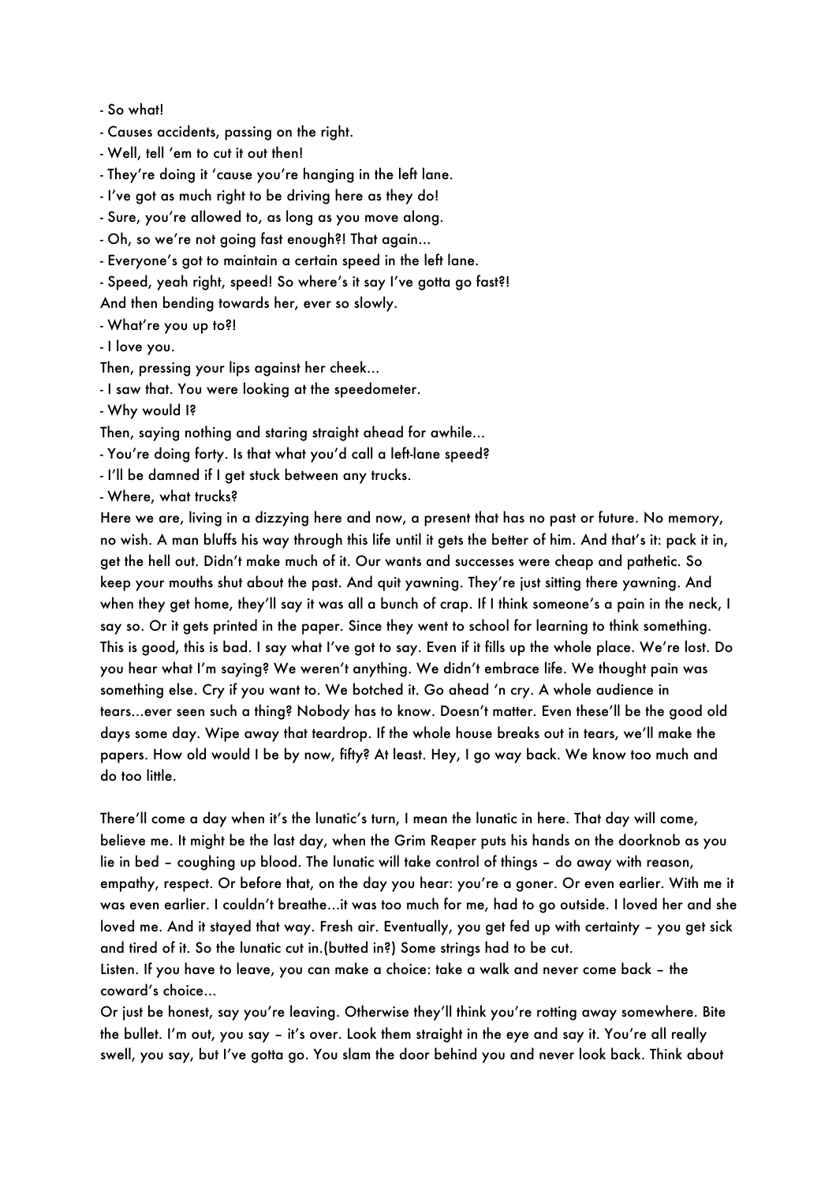- So what!

- Causes accidents, passing on the right.

- Well, tell 'em to cut it out then!

- They're doing it 'cause you're hanging in the left lane.

- I've got as much right to be driving here as they do!

- Sure, you're allowed to, as long as you move along.

- Oh, so we're not going fast enough?! That again...

- Everyone's got to maintain a certain speed in the left lane.

- Speed, yeah right, speed! So where's it say I've gotta go fast?!

And then bending towards her, ever so slowly.

- What're you up to?!

- I love you.

Then, pressing your lips against her cheek...

- I saw that. You were looking at the speedometer.

- Why would I?

Then, saying nothing and staring straight ahead for awhile...

- You're doing forty. Is that what you'd call a left-lane speed?

- I'll be damned if I get stuck between any trucks.

- Where, what trucks?

Here we are, living in a dizzying here and now, a present that has no past or future. No memory, no wish. A man bluffs his way through this life until it gets the better of him. And that's it: pack it in, get the hell out. Didn't make much of it. Our wants and successes were cheap and pathetic. So keep your mouths shut about the past. And quit yawning. They're just sitting there yawning. And when they get home, they'll say it was all a bunch of crap. If I think someone's a pain in the neck, I say so. Or it gets printed in the paper. Since they went to school for learning to think something. This is good, this is bad. I say what I've got to say. Even if it fills up the whole place. We're lost. Do you hear what I'm saying? We weren't anything. We didn't embrace life. We thought pain was something else. Cry if you want to. We botched it. Go ahead 'n cry. A whole audience in tears...ever seen such a thing? Nobody has to know. Doesn't matter. Even these'll be the good old days some day. Wipe away that teardrop. If the whole house breaks out in tears, we'll make the papers. How old would I be by now, fifty? At least. Hey, I go way back. We know too much and do too little.

There'll come a day when it's the lunatic's turn, I mean the lunatic in here. That day will come, believe me. It might be the last day, when the Grim Reaper puts his hands on the doorknob as you lie in bed – coughing up blood. The lunatic will take control of things – do away with reason, empathy, respect. Or before that, on the day you hear: you're a goner. Or even earlier. With me it was even earlier. I couldn't breathe...it was too much for me, had to go outside. I loved her and she loved me. And it stayed that way. Fresh air. Eventually, you get fed up with certainty – you get sick and tired of it. So the lunatic cut in.(butted in?) Some strings had to be cut.

Listen. If you have to leave, you can make a choice: take a walk and never come back – the coward's choice...

Or just be honest, say you're leaving. Otherwise they'll think you're rotting away somewhere. Bite the bullet. I'm out, you say – it's over. Look them straight in the eye and say it. You're all really swell, you say, but I've gotta go. You slam the door behind you and never look back. Think about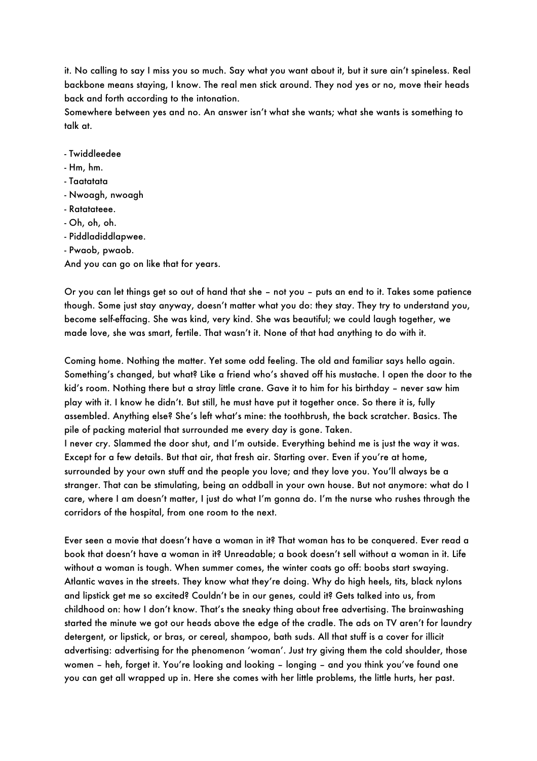it. No calling to say I miss you so much. Say what you want about it, but it sure ain't spineless. Real backbone means staying, I know. The real men stick around. They nod yes or no, move their heads back and forth according to the intonation.
Somewhere between yes and no. An answer isn't what she wants; what she wants is something to talk at.

- Twiddleedee
- Hm, hm.
- Taatatata
- Nwoagh, nwoagh
- Ratatateee.
- Oh, oh, oh.
- Piddladiddlapwee.
- Pwaob, pwaob.

And you can go on like that for years.

Or you can let things get so out of hand that she – not you – puts an end to it. Takes some patience though. Some just stay anyway, doesn't matter what you do: they stay. They try to understand you, become self-effacing. She was kind, very kind. She was beautiful; we could laugh together, we made love, she was smart, fertile. That wasn't it. None of that had anything to do with it.

Coming home. Nothing the matter. Yet some odd feeling. The old and familiar says hello again. Something's changed, but what? Like a friend who's shaved off his mustache. I open the door to the kid's room. Nothing there but a stray little crane. Gave it to him for his birthday – never saw him play with it. I know he didn't. But still, he must have put it together once. So there it is, fully assembled. Anything else? She's left what's mine: the toothbrush, the back scratcher. Basics. The pile of packing material that surrounded me every day is gone. Taken.
I never cry. Slammed the door shut, and I'm outside. Everything behind me is just the way it was. Except for a few details. But that air, that fresh air. Starting over. Even if you're at home, surrounded by your own stuff and the people you love; and they love you. You'll always be a stranger. That can be stimulating, being an oddball in your own house. But not anymore: what do I care, where I am doesn't matter, I just do what I'm gonna do. I'm the nurse who rushes through the corridors of the hospital, from one room to the next.

Ever seen a movie that doesn't have a woman in it? That woman has to be conquered. Ever read a book that doesn't have a woman in it? Unreadable; a book doesn't sell without a woman in it. Life without a woman is tough. When summer comes, the winter coats go off: boobs start swaying. Atlantic waves in the streets. They know what they're doing. Why do high heels, tits, black nylons and lipstick get me so excited? Couldn't be in our genes, could it? Gets talked into us, from childhood on: how I don't know. That's the sneaky thing about free advertising. The brainwashing started the minute we got our heads above the edge of the cradle. The ads on TV aren't for laundry detergent, or lipstick, or bras, or cereal, shampoo, bath suds. All that stuff is a cover for illicit advertising: advertising for the phenomenon 'woman'. Just try giving them the cold shoulder, those women – heh, forget it. You're looking and looking – longing – and you think you've found one you can get all wrapped up in. Here she comes with her little problems, the little hurts, her past.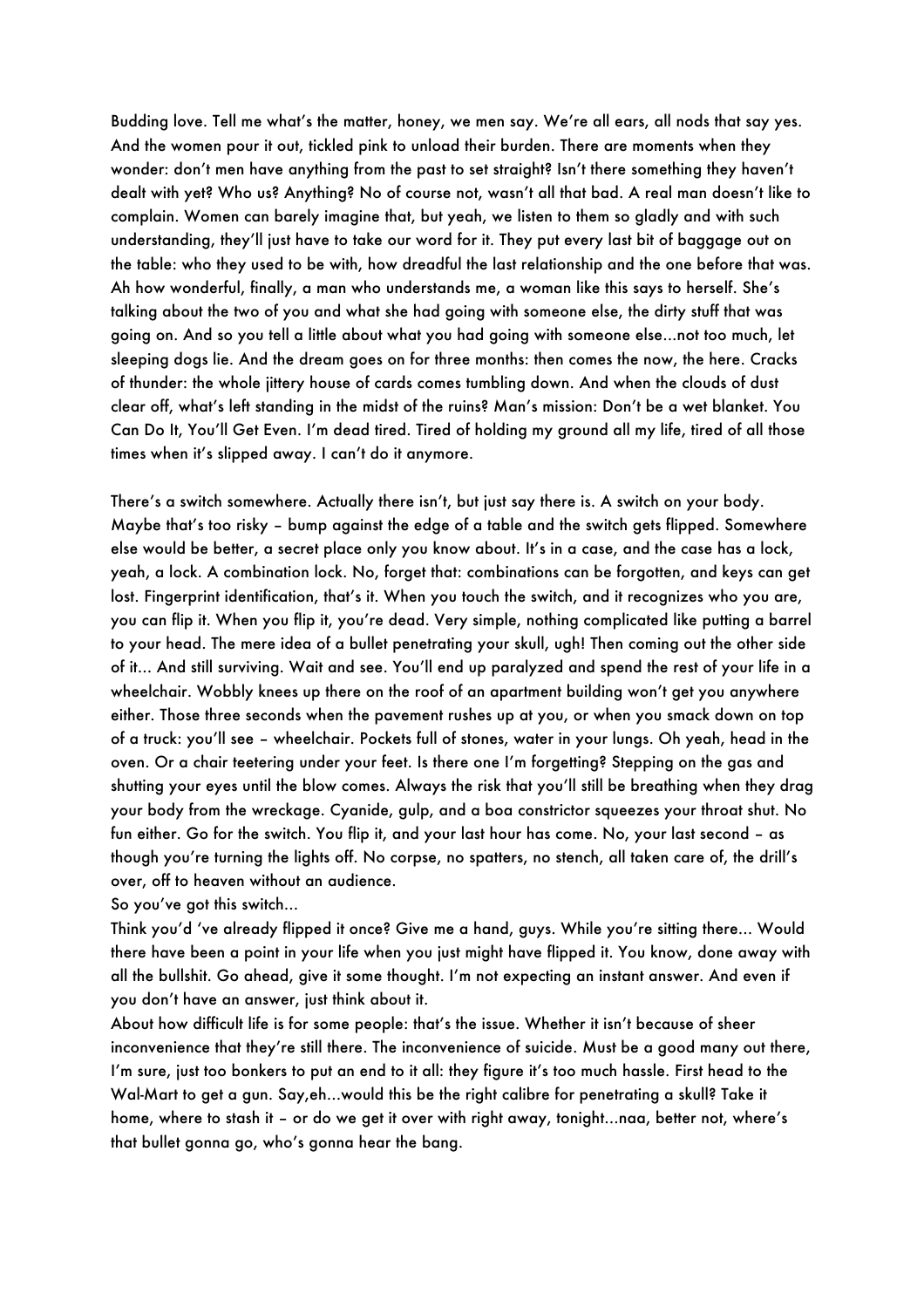Budding love. Tell me what's the matter, honey, we men say. We're all ears, all nods that say yes. And the women pour it out, tickled pink to unload their burden. There are moments when they wonder: don't men have anything from the past to set straight? Isn't there something they haven't dealt with yet? Who us? Anything? No of course not, wasn't all that bad. A real man doesn't like to complain. Women can barely imagine that, but yeah, we listen to them so gladly and with such understanding, they'll just have to take our word for it. They put every last bit of baggage out on the table: who they used to be with, how dreadful the last relationship and the one before that was. Ah how wonderful, finally, a man who understands me, a woman like this says to herself. She's talking about the two of you and what she had going with someone else, the dirty stuff that was going on. And so you tell a little about what you had going with someone else...not too much, let sleeping dogs lie. And the dream goes on for three months: then comes the now, the here. Cracks of thunder: the whole jittery house of cards comes tumbling down. And when the clouds of dust clear off, what's left standing in the midst of the ruins? Man's mission: Don't be a wet blanket. You Can Do It, You'll Get Even. I'm dead tired. Tired of holding my ground all my life, tired of all those times when it's slipped away. I can't do it anymore.

There's a switch somewhere. Actually there isn't, but just say there is. A switch on your body. Maybe that's too risky – bump against the edge of a table and the switch gets flipped. Somewhere else would be better, a secret place only you know about. It's in a case, and the case has a lock, yeah, a lock. A combination lock. No, forget that: combinations can be forgotten, and keys can get lost. Fingerprint identification, that's it. When you touch the switch, and it recognizes who you are, you can flip it. When you flip it, you're dead. Very simple, nothing complicated like putting a barrel to your head. The mere idea of a bullet penetrating your skull, ugh! Then coming out the other side of it... And still surviving. Wait and see. You'll end up paralyzed and spend the rest of your life in a wheelchair. Wobbly knees up there on the roof of an apartment building won't get you anywhere either. Those three seconds when the pavement rushes up at you, or when you smack down on top of a truck: you'll see – wheelchair. Pockets full of stones, water in your lungs. Oh yeah, head in the oven. Or a chair teetering under your feet. Is there one I'm forgetting? Stepping on the gas and shutting your eyes until the blow comes. Always the risk that you'll still be breathing when they drag your body from the wreckage. Cyanide, gulp, and a boa constrictor squeezes your throat shut. No fun either. Go for the switch. You flip it, and your last hour has come. No, your last second – as though you're turning the lights off. No corpse, no spatters, no stench, all taken care of, the drill's over, off to heaven without an audience.

So you've got this switch...

Think you'd 've already flipped it once? Give me a hand, guys. While you're sitting there... Would there have been a point in your life when you just might have flipped it. You know, done away with all the bullshit. Go ahead, give it some thought. I'm not expecting an instant answer. And even if you don't have an answer, just think about it.

About how difficult life is for some people: that's the issue. Whether it isn't because of sheer inconvenience that they're still there. The inconvenience of suicide. Must be a good many out there, I'm sure, just too bonkers to put an end to it all: they figure it's too much hassle. First head to the Wal-Mart to get a gun. Say,eh...would this be the right calibre for penetrating a skull? Take it home, where to stash it – or do we get it over with right away, tonight...naa, better not, where's that bullet gonna go, who's gonna hear the bang.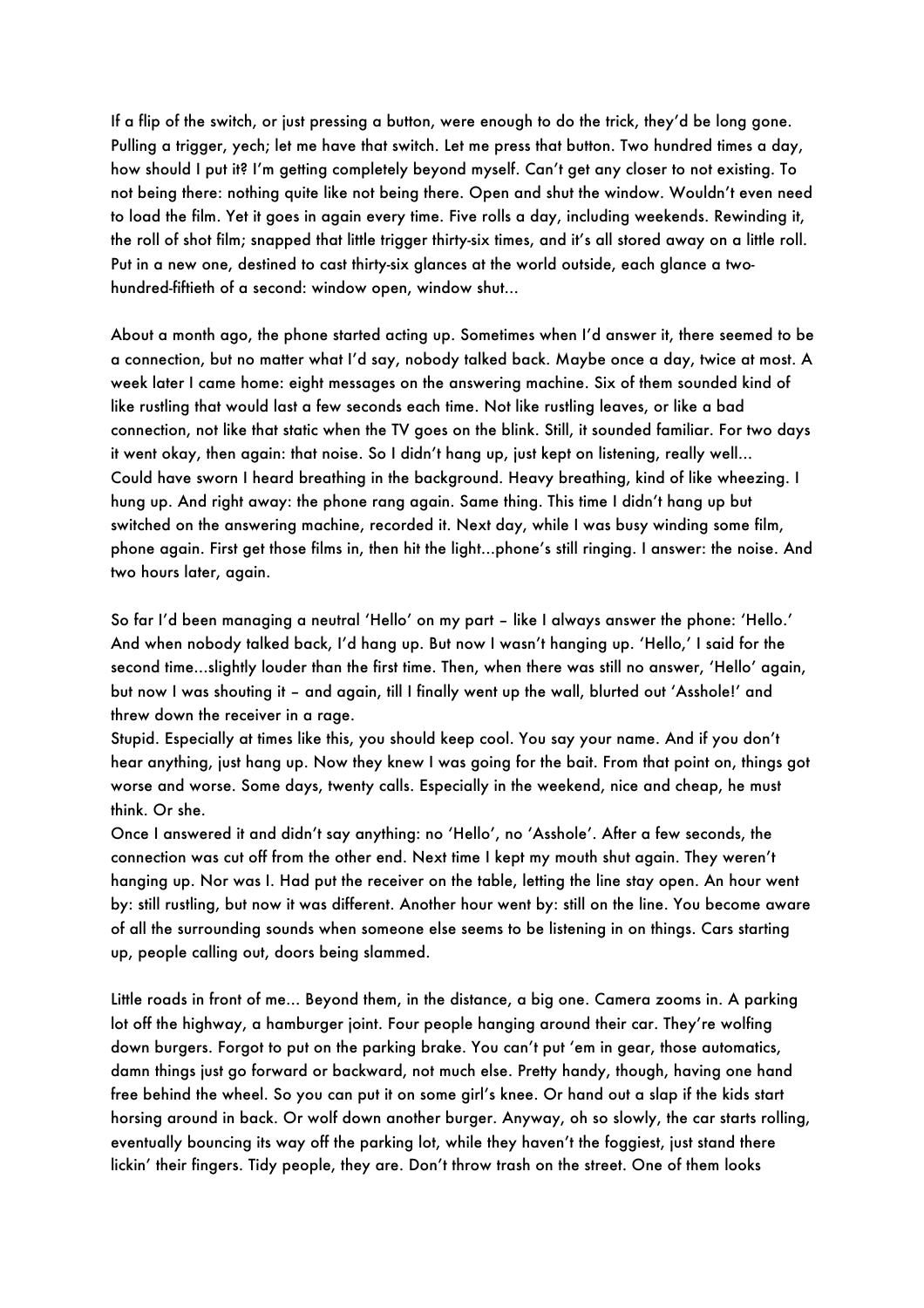If a flip of the switch, or just pressing a button, were enough to do the trick, they'd be long gone. Pulling a trigger, yech; let me have that switch. Let me press that button. Two hundred times a day, how should I put it? I'm getting completely beyond myself. Can't get any closer to not existing. To not being there: nothing quite like not being there. Open and shut the window. Wouldn't even need to load the film. Yet it goes in again every time. Five rolls a day, including weekends. Rewinding it, the roll of shot film; snapped that little trigger thirty-six times, and it's all stored away on a little roll. Put in a new one, destined to cast thirty-six glances at the world outside, each glance a two-hundred-fiftieth of a second: window open, window shut...

About a month ago, the phone started acting up. Sometimes when I'd answer it, there seemed to be a connection, but no matter what I'd say, nobody talked back. Maybe once a day, twice at most. A week later I came home: eight messages on the answering machine. Six of them sounded kind of like rustling that would last a few seconds each time. Not like rustling leaves, or like a bad connection, not like that static when the TV goes on the blink. Still, it sounded familiar. For two days it went okay, then again: that noise. So I didn't hang up, just kept on listening, really well... Could have sworn I heard breathing in the background. Heavy breathing, kind of like wheezing. I hung up. And right away: the phone rang again. Same thing. This time I didn't hang up but switched on the answering machine, recorded it. Next day, while I was busy winding some film, phone again. First get those films in, then hit the light...phone's still ringing. I answer: the noise. And two hours later, again.

So far I'd been managing a neutral 'Hello' on my part – like I always answer the phone: 'Hello.' And when nobody talked back, I'd hang up. But now I wasn't hanging up. 'Hello,' I said for the second time...slightly louder than the first time. Then, when there was still no answer, 'Hello' again, but now I was shouting it – and again, till I finally went up the wall, blurted out 'Asshole!' and threw down the receiver in a rage.
Stupid. Especially at times like this, you should keep cool. You say your name. And if you don't hear anything, just hang up. Now they knew I was going for the bait. From that point on, things got worse and worse. Some days, twenty calls. Especially in the weekend, nice and cheap, he must think. Or she.
Once I answered it and didn't say anything: no 'Hello', no 'Asshole'. After a few seconds, the connection was cut off from the other end. Next time I kept my mouth shut again. They weren't hanging up. Nor was I. Had put the receiver on the table, letting the line stay open. An hour went by: still rustling, but now it was different. Another hour went by: still on the line. You become aware of all the surrounding sounds when someone else seems to be listening in on things. Cars starting up, people calling out, doors being slammed.

Little roads in front of me... Beyond them, in the distance, a big one. Camera zooms in. A parking lot off the highway, a hamburger joint. Four people hanging around their car. They're wolfing down burgers. Forgot to put on the parking brake. You can't put 'em in gear, those automatics, damn things just go forward or backward, not much else. Pretty handy, though, having one hand free behind the wheel. So you can put it on some girl's knee. Or hand out a slap if the kids start horsing around in back. Or wolf down another burger. Anyway, oh so slowly, the car starts rolling, eventually bouncing its way off the parking lot, while they haven't the foggiest, just stand there lickin' their fingers. Tidy people, they are. Don't throw trash on the street. One of them looks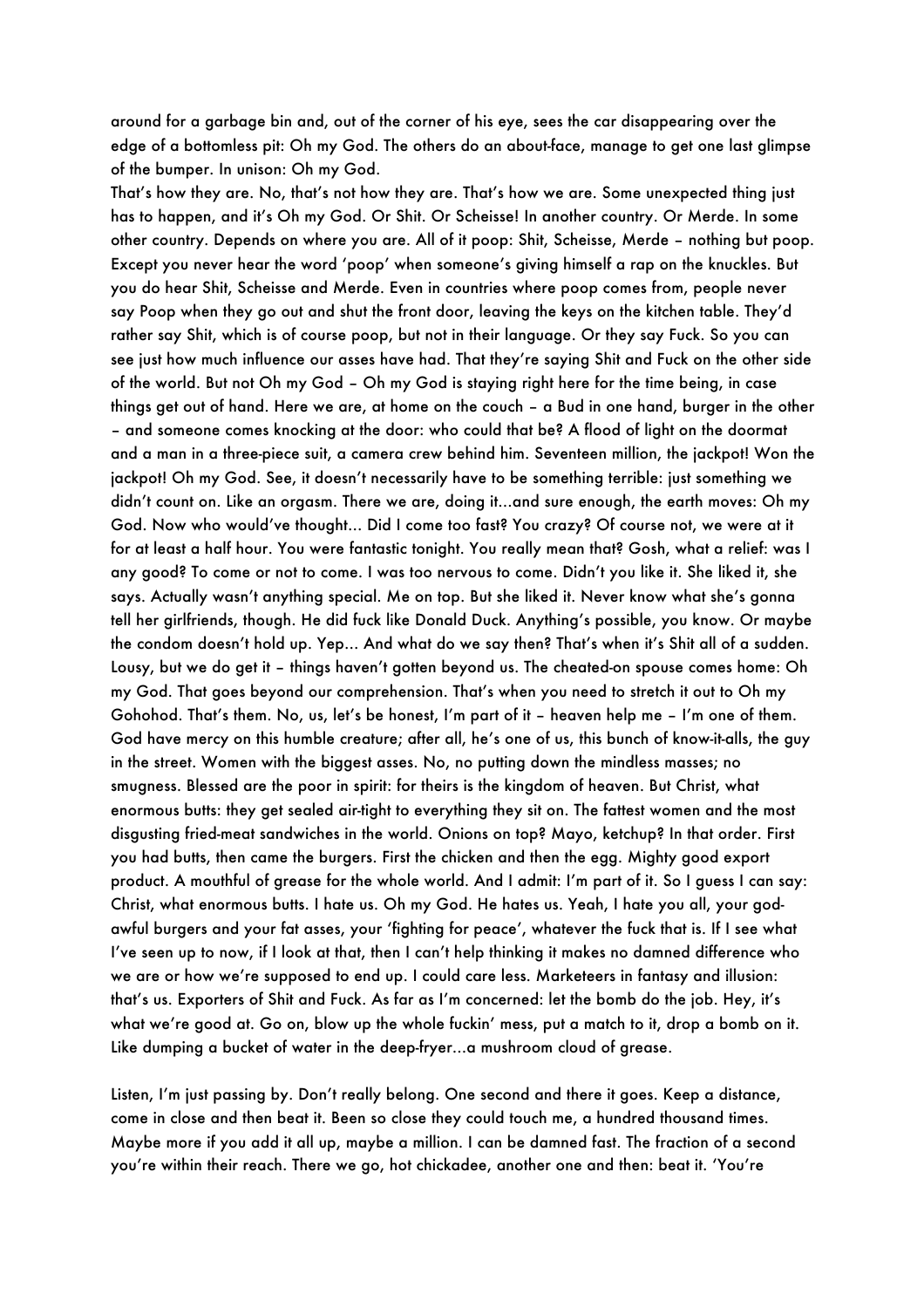around for a garbage bin and, out of the corner of his eye, sees the car disappearing over the edge of a bottomless pit: Oh my God. The others do an about-face, manage to get one last glimpse of the bumper. In unison: Oh my God.

That's how they are. No, that's not how they are. That's how we are. Some unexpected thing just has to happen, and it's Oh my God. Or Shit. Or Scheisse! In another country. Or Merde. In some other country. Depends on where you are. All of it poop: Shit, Scheisse, Merde – nothing but poop. Except you never hear the word 'poop' when someone's giving himself a rap on the knuckles. But you do hear Shit, Scheisse and Merde. Even in countries where poop comes from, people never say Poop when they go out and shut the front door, leaving the keys on the kitchen table. They'd rather say Shit, which is of course poop, but not in their language. Or they say Fuck. So you can see just how much influence our asses have had. That they're saying Shit and Fuck on the other side of the world. But not Oh my God – Oh my God is staying right here for the time being, in case things get out of hand. Here we are, at home on the couch – a Bud in one hand, burger in the other – and someone comes knocking at the door: who could that be? A flood of light on the doormat and a man in a three-piece suit, a camera crew behind him. Seventeen million, the jackpot! Won the jackpot! Oh my God. See, it doesn't necessarily have to be something terrible: just something we didn't count on. Like an orgasm. There we are, doing it...and sure enough, the earth moves: Oh my God. Now who would've thought... Did I come too fast? You crazy? Of course not, we were at it for at least a half hour. You were fantastic tonight. You really mean that? Gosh, what a relief: was I any good? To come or not to come. I was too nervous to come. Didn't you like it. She liked it, she says. Actually wasn't anything special. Me on top. But she liked it. Never know what she's gonna tell her girlfriends, though. He did fuck like Donald Duck. Anything's possible, you know. Or maybe the condom doesn't hold up. Yep... And what do we say then? That's when it's Shit all of a sudden. Lousy, but we do get it – things haven't gotten beyond us. The cheated-on spouse comes home: Oh my God. That goes beyond our comprehension. That's when you need to stretch it out to Oh my Gohohod. That's them. No, us, let's be honest, I'm part of it – heaven help me – I'm one of them. God have mercy on this humble creature; after all, he's one of us, this bunch of know-it-alls, the guy in the street. Women with the biggest asses. No, no putting down the mindless masses; no smugness. Blessed are the poor in spirit: for theirs is the kingdom of heaven. But Christ, what enormous butts: they get sealed air-tight to everything they sit on. The fattest women and the most disgusting fried-meat sandwiches in the world. Onions on top? Mayo, ketchup? In that order. First you had butts, then came the burgers. First the chicken and then the egg. Mighty good export product. A mouthful of grease for the whole world. And I admit: I'm part of it. So I guess I can say: Christ, what enormous butts. I hate us. Oh my God. He hates us. Yeah, I hate you all, your god-awful burgers and your fat asses, your 'fighting for peace', whatever the fuck that is. If I see what I've seen up to now, if I look at that, then I can't help thinking it makes no damned difference who we are or how we're supposed to end up. I could care less. Marketeers in fantasy and illusion: that's us. Exporters of Shit and Fuck. As far as I'm concerned: let the bomb do the job. Hey, it's what we're good at. Go on, blow up the whole fuckin' mess, put a match to it, drop a bomb on it. Like dumping a bucket of water in the deep-fryer...a mushroom cloud of grease.

Listen, I'm just passing by. Don't really belong. One second and there it goes. Keep a distance, come in close and then beat it. Been so close they could touch me, a hundred thousand times. Maybe more if you add it all up, maybe a million. I can be damned fast. The fraction of a second you're within their reach. There we go, hot chickadee, another one and then: beat it. 'You're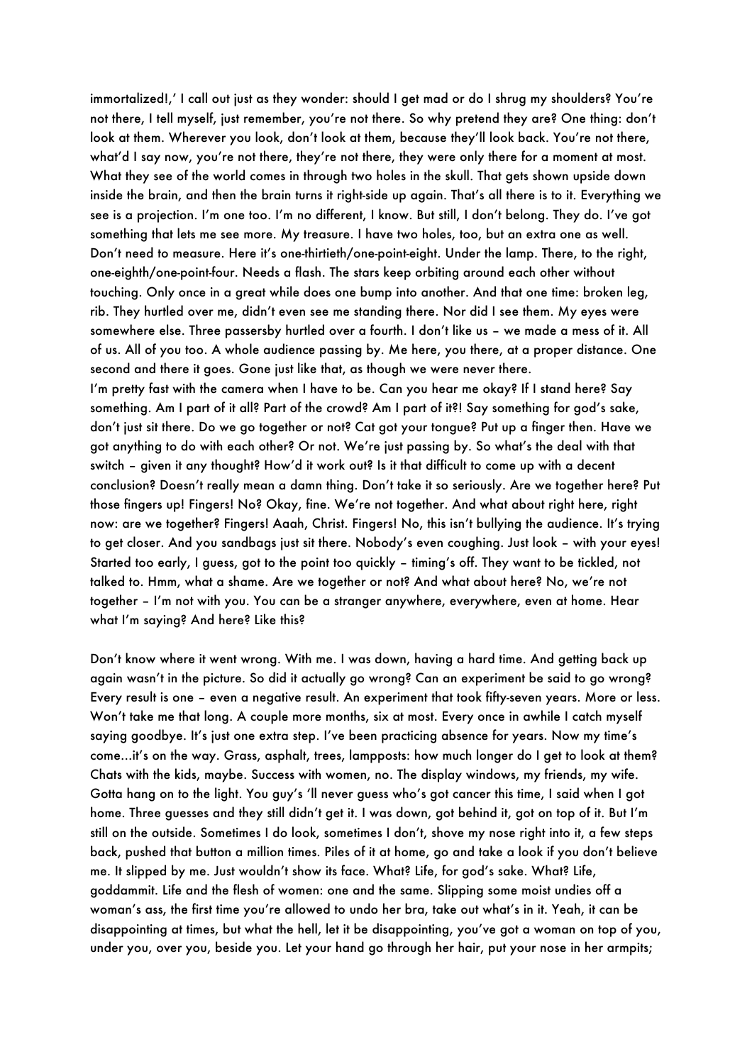immortalized!,' I call out just as they wonder: should I get mad or do I shrug my shoulders? You're not there, I tell myself, just remember, you're not there. So why pretend they are? One thing: don't look at them. Wherever you look, don't look at them, because they'll look back. You're not there, what'd I say now, you're not there, they're not there, they were only there for a moment at most. What they see of the world comes in through two holes in the skull. That gets shown upside down inside the brain, and then the brain turns it right-side up again. That's all there is to it. Everything we see is a projection. I'm one too. I'm no different, I know. But still, I don't belong. They do. I've got something that lets me see more. My treasure. I have two holes, too, but an extra one as well. Don't need to measure. Here it's one-thirtieth/one-point-eight. Under the lamp. There, to the right, one-eighth/one-point-four. Needs a flash. The stars keep orbiting around each other without touching. Only once in a great while does one bump into another. And that one time: broken leg, rib. They hurtled over me, didn't even see me standing there. Nor did I see them. My eyes were somewhere else. Three passersby hurtled over a fourth. I don't like us – we made a mess of it. All of us. All of you too. A whole audience passing by. Me here, you there, at a proper distance. One second and there it goes. Gone just like that, as though we were never there.

I'm pretty fast with the camera when I have to be. Can you hear me okay? If I stand here? Say something. Am I part of it all? Part of the crowd? Am I part of it?! Say something for god's sake, don't just sit there. Do we go together or not? Cat got your tongue? Put up a finger then. Have we got anything to do with each other? Or not. We're just passing by. So what's the deal with that switch – given it any thought? How'd it work out? Is it that difficult to come up with a decent conclusion? Doesn't really mean a damn thing. Don't take it so seriously. Are we together here? Put those fingers up! Fingers! No? Okay, fine. We're not together. And what about right here, right now: are we together? Fingers! Aaah, Christ. Fingers! No, this isn't bullying the audience. It's trying to get closer. And you sandbags just sit there. Nobody's even coughing. Just look – with your eyes! Started too early, I guess, got to the point too quickly – timing's off. They want to be tickled, not talked to. Hmm, what a shame. Are we together or not? And what about here? No, we're not together – I'm not with you. You can be a stranger anywhere, everywhere, even at home. Hear what I'm saying? And here? Like this?

Don't know where it went wrong. With me. I was down, having a hard time. And getting back up again wasn't in the picture. So did it actually go wrong? Can an experiment be said to go wrong? Every result is one – even a negative result. An experiment that took fifty-seven years. More or less. Won't take me that long. A couple more months, six at most. Every once in awhile I catch myself saying goodbye. It's just one extra step. I've been practicing absence for years. Now my time's come...it's on the way. Grass, asphalt, trees, lampposts: how much longer do I get to look at them? Chats with the kids, maybe. Success with women, no. The display windows, my friends, my wife. Gotta hang on to the light. You guy's 'll never guess who's got cancer this time, I said when I got home. Three guesses and they still didn't get it. I was down, got behind it, got on top of it. But I'm still on the outside. Sometimes I do look, sometimes I don't, shove my nose right into it, a few steps back, pushed that button a million times. Piles of it at home, go and take a look if you don't believe me. It slipped by me. Just wouldn't show its face. What? Life, for god's sake. What? Life, goddammit. Life and the flesh of women: one and the same. Slipping some moist undies off a woman's ass, the first time you're allowed to undo her bra, take out what's in it. Yeah, it can be disappointing at times, but what the hell, let it be disappointing, you've got a woman on top of you, under you, over you, beside you. Let your hand go through her hair, put your nose in her armpits;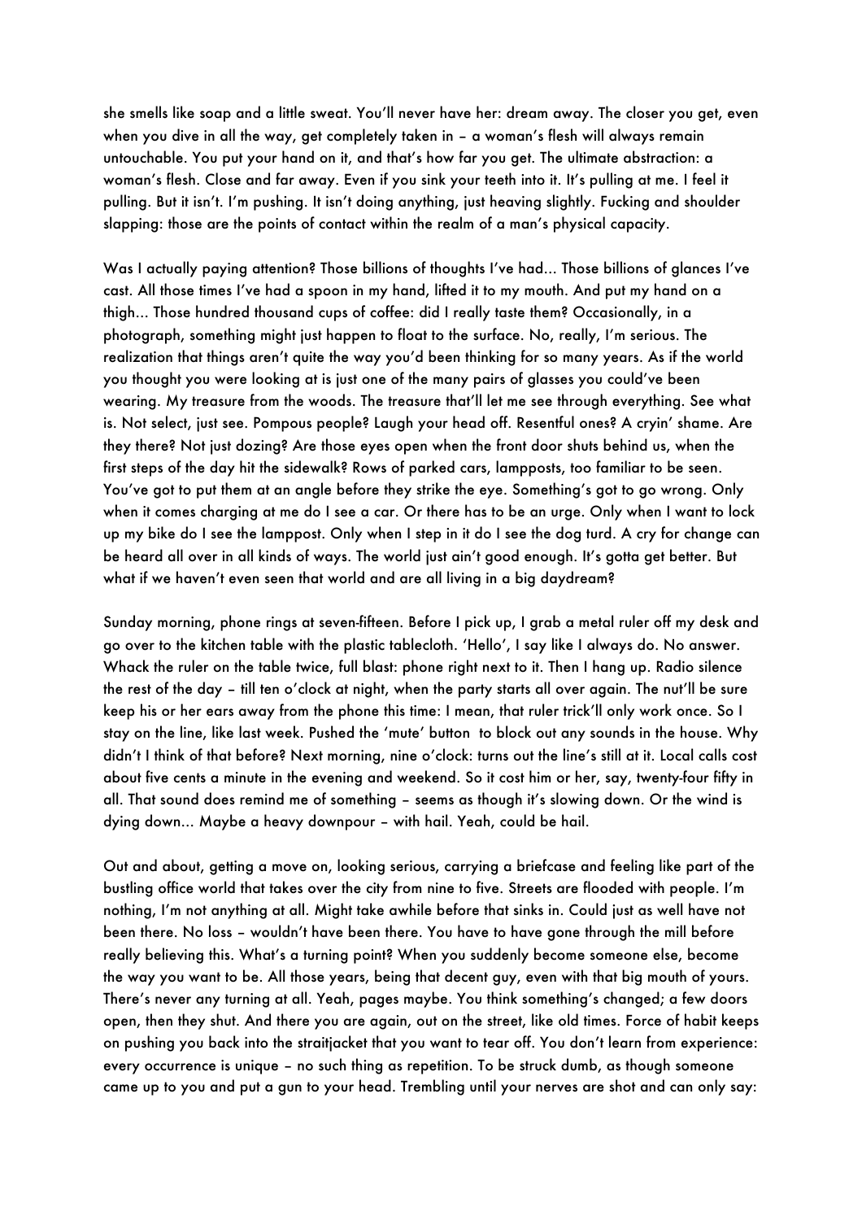she smells like soap and a little sweat. You'll never have her: dream away. The closer you get, even when you dive in all the way, get completely taken in – a woman's flesh will always remain untouchable. You put your hand on it, and that's how far you get. The ultimate abstraction: a woman's flesh. Close and far away. Even if you sink your teeth into it. It's pulling at me. I feel it pulling. But it isn't. I'm pushing. It isn't doing anything, just heaving slightly. Fucking and shoulder slapping: those are the points of contact within the realm of a man's physical capacity.

Was I actually paying attention? Those billions of thoughts I've had... Those billions of glances I've cast. All those times I've had a spoon in my hand, lifted it to my mouth. And put my hand on a thigh... Those hundred thousand cups of coffee: did I really taste them? Occasionally, in a photograph, something might just happen to float to the surface. No, really, I'm serious. The realization that things aren't quite the way you'd been thinking for so many years. As if the world you thought you were looking at is just one of the many pairs of glasses you could've been wearing. My treasure from the woods. The treasure that'll let me see through everything. See what is. Not select, just see. Pompous people? Laugh your head off. Resentful ones? A cryin' shame. Are they there? Not just dozing? Are those eyes open when the front door shuts behind us, when the first steps of the day hit the sidewalk? Rows of parked cars, lampposts, too familiar to be seen. You've got to put them at an angle before they strike the eye. Something's got to go wrong. Only when it comes charging at me do I see a car. Or there has to be an urge. Only when I want to lock up my bike do I see the lamppost. Only when I step in it do I see the dog turd. A cry for change can be heard all over in all kinds of ways. The world just ain't good enough. It's gotta get better. But what if we haven't even seen that world and are all living in a big daydream?

Sunday morning, phone rings at seven-fifteen. Before I pick up, I grab a metal ruler off my desk and go over to the kitchen table with the plastic tablecloth. 'Hello', I say like I always do. No answer. Whack the ruler on the table twice, full blast: phone right next to it. Then I hang up. Radio silence the rest of the day – till ten o'clock at night, when the party starts all over again. The nut'll be sure keep his or her ears away from the phone this time: I mean, that ruler trick'll only work once. So I stay on the line, like last week. Pushed the 'mute' button to block out any sounds in the house. Why didn't I think of that before? Next morning, nine o'clock: turns out the line's still at it. Local calls cost about five cents a minute in the evening and weekend. So it cost him or her, say, twenty-four fifty in all. That sound does remind me of something – seems as though it's slowing down. Or the wind is dying down... Maybe a heavy downpour – with hail. Yeah, could be hail.

Out and about, getting a move on, looking serious, carrying a briefcase and feeling like part of the bustling office world that takes over the city from nine to five. Streets are flooded with people. I'm nothing, I'm not anything at all. Might take awhile before that sinks in. Could just as well have not been there. No loss – wouldn't have been there. You have to have gone through the mill before really believing this. What's a turning point? When you suddenly become someone else, become the way you want to be. All those years, being that decent guy, even with that big mouth of yours. There's never any turning at all. Yeah, pages maybe. You think something's changed; a few doors open, then they shut. And there you are again, out on the street, like old times. Force of habit keeps on pushing you back into the straitjacket that you want to tear off. You don't learn from experience: every occurrence is unique – no such thing as repetition. To be struck dumb, as though someone came up to you and put a gun to your head. Trembling until your nerves are shot and can only say: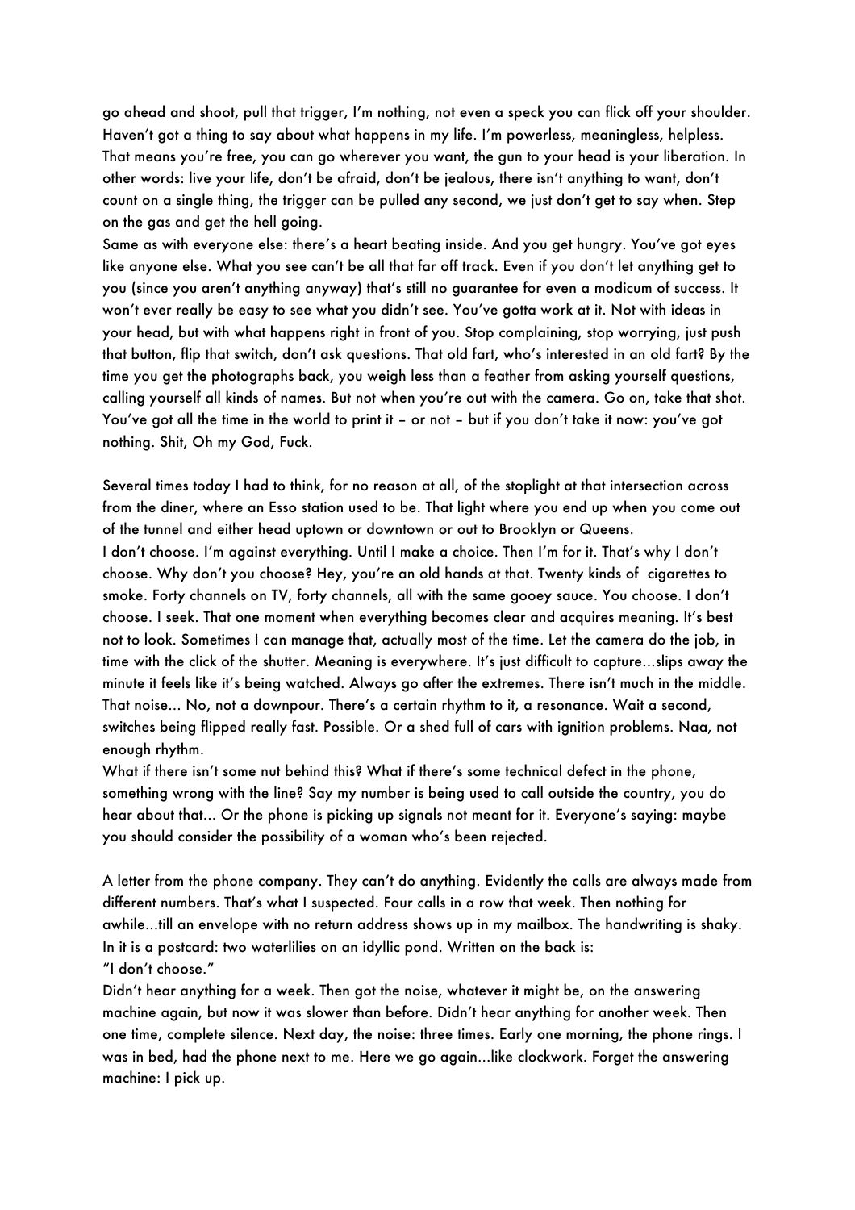go ahead and shoot, pull that trigger, I'm nothing, not even a speck you can flick off your shoulder. Haven't got a thing to say about what happens in my life. I'm powerless, meaningless, helpless. That means you're free, you can go wherever you want, the gun to your head is your liberation. In other words: live your life, don't be afraid, don't be jealous, there isn't anything to want, don't count on a single thing, the trigger can be pulled any second, we just don't get to say when. Step on the gas and get the hell going.

Same as with everyone else: there's a heart beating inside. And you get hungry. You've got eyes like anyone else. What you see can't be all that far off track. Even if you don't let anything get to you (since you aren't anything anyway) that's still no guarantee for even a modicum of success. It won't ever really be easy to see what you didn't see. You've gotta work at it. Not with ideas in your head, but with what happens right in front of you. Stop complaining, stop worrying, just push that button, flip that switch, don't ask questions. That old fart, who's interested in an old fart? By the time you get the photographs back, you weigh less than a feather from asking yourself questions, calling yourself all kinds of names. But not when you're out with the camera. Go on, take that shot. You've got all the time in the world to print it – or not – but if you don't take it now: you've got nothing. Shit, Oh my God, Fuck.

Several times today I had to think, for no reason at all, of the stoplight at that intersection across from the diner, where an Esso station used to be. That light where you end up when you come out of the tunnel and either head uptown or downtown or out to Brooklyn or Queens.

I don't choose. I'm against everything. Until I make a choice. Then I'm for it. That's why I don't choose. Why don't you choose? Hey, you're an old hands at that. Twenty kinds of cigarettes to smoke. Forty channels on TV, forty channels, all with the same gooey sauce. You choose. I don't choose. I seek. That one moment when everything becomes clear and acquires meaning. It's best not to look. Sometimes I can manage that, actually most of the time. Let the camera do the job, in time with the click of the shutter. Meaning is everywhere. It's just difficult to capture...slips away the minute it feels like it's being watched. Always go after the extremes. There isn't much in the middle. That noise... No, not a downpour. There's a certain rhythm to it, a resonance. Wait a second, switches being flipped really fast. Possible. Or a shed full of cars with ignition problems. Naa, not enough rhythm.

What if there isn't some nut behind this? What if there's some technical defect in the phone, something wrong with the line? Say my number is being used to call outside the country, you do hear about that... Or the phone is picking up signals not meant for it. Everyone's saying: maybe you should consider the possibility of a woman who's been rejected.

A letter from the phone company. They can't do anything. Evidently the calls are always made from different numbers. That's what I suspected. Four calls in a row that week. Then nothing for awhile...till an envelope with no return address shows up in my mailbox. The handwriting is shaky. In it is a postcard: two waterlilies on an idyllic pond. Written on the back is:

"I don't choose."

Didn't hear anything for a week. Then got the noise, whatever it might be, on the answering machine again, but now it was slower than before. Didn't hear anything for another week. Then one time, complete silence. Next day, the noise: three times. Early one morning, the phone rings. I was in bed, had the phone next to me. Here we go again...like clockwork. Forget the answering machine: I pick up.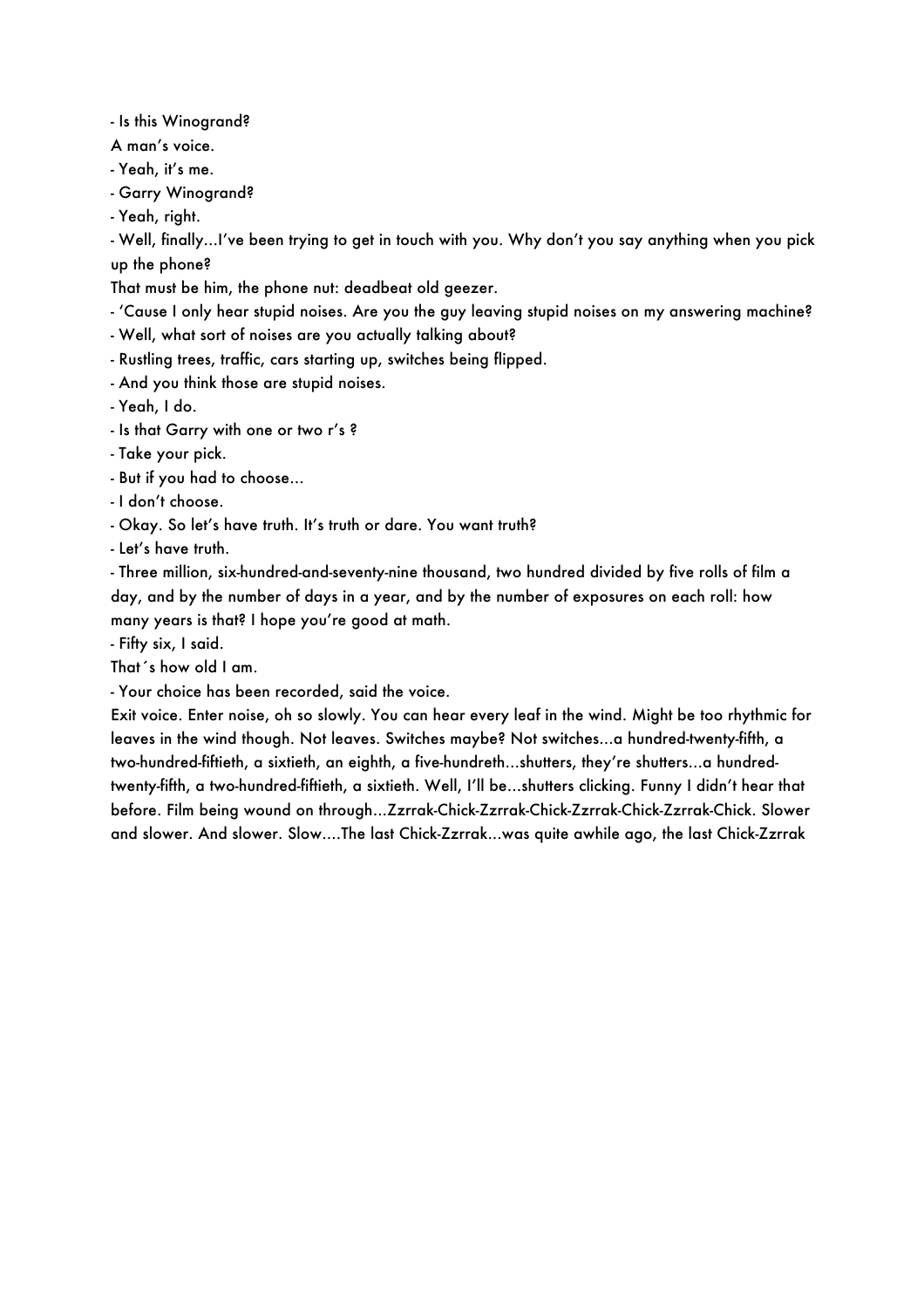- Is this Winogrand?

A man's voice.

- Yeah, it's me.

- Garry Winogrand?

- Yeah, right.

- Well, finally...I've been trying to get in touch with you. Why don't you say anything when you pick up the phone?

That must be him, the phone nut: deadbeat old geezer.

- 'Cause I only hear stupid noises. Are you the guy leaving stupid noises on my answering machine?

- Well, what sort of noises are you actually talking about?

- Rustling trees, traffic, cars starting up, switches being flipped.

- And you think those are stupid noises.

- Yeah, I do.

- Is that Garry with one or two r's ?

- Take your pick.

- But if you had to choose...

- I don't choose.

- Okay. So let's have truth. It's truth or dare. You want truth?

- Let's have truth.

- Three million, six-hundred-and-seventy-nine thousand, two hundred divided by five rolls of film a day, and by the number of days in a year, and by the number of exposures on each roll: how many years is that? I hope you're good at math.

- Fifty six, I said.

That´s how old I am.

- Your choice has been recorded, said the voice.

Exit voice. Enter noise, oh so slowly. You can hear every leaf in the wind. Might be too rhythmic for leaves in the wind though. Not leaves. Switches maybe? Not switches...a hundred-twenty-fifth, a two-hundred-fiftieth, a sixtieth, an eighth, a five-hundreth...shutters, they're shutters...a hundred-twenty-fifth, a two-hundred-fiftieth, a sixtieth. Well, I'll be...shutters clicking. Funny I didn't hear that before. Film being wound on through...Zzrrak-Chick-Zzrrak-Chick-Zzrrak-Chick-Zzrrak-Chick. Slower and slower. And slower. Slow....The last Chick-Zzrrak...was quite awhile ago, the last Chick-Zzrrak